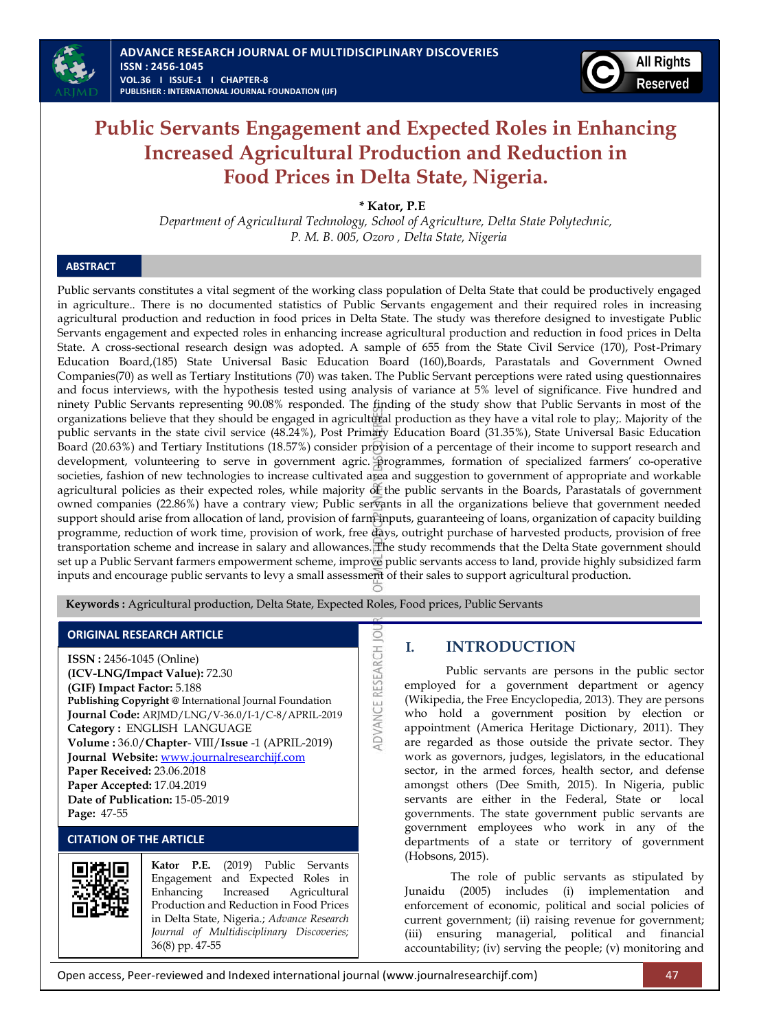# Public Servants Engagement and Expected Roles in Enhancing Increased Agricultural Production and Reduction in Food Prices in Delta State, Nigeria.

**\* Kator, P.E**

*Department of Agricultural Technology, School of Agriculture, Delta State Polytechnic, P. M. B. 005, Ozoro , Delta State, Nigeria*

## ABSTRACT

Public servants constitutes a vital segment of the working class population of Delta State that could be productively engaged in agriculture.. There is no documented statistics of Public Servants engagement and their required roles in increasing agricultural production and reduction in food prices in Delta State. The study was therefore designed to investigate Public Servants engagement and expected roles in enhancing increase agricultural production and reduction in food prices in Delta State. A cross-sectional research design was adopted. A sample of 655 from the State Civil Service (170), Post-Primary Education Board,(185) State Universal Basic Education Board (160),Boards, Parastatals and Government Owned Companies(70) as well as Tertiary Institutions (70) was taken. The Public Servant perceptions were rated using questionnaires and focus interviews, with the hypothesis tested using analysis of variance at 5% level of significance. Five hundred and ninety Public Servants representing 90.08% responded. The finding of the study show that Public Servants in most of the organizations believe that they should be engaged in agricultural production as they have a vital role to play;. Majority of the public servants in the state civil service (48.24%), Post Primary Education Board (31.35%), State Universal Basic Education Board (20.63%) and Tertiary Institutions (18.57%) consider provision of a percentage of their income to support research and development, volunteering to serve in government agric. programmes, formation of specialized farmers' co-operative societies, fashion of new technologies to increase cultivated area and suggestion to government of appropriate and workable agricultural policies as their expected roles, while majority of the public servants in the Boards, Parastatals of government owned companies (22.86%) have a contrary view; Public servants in all the organizations believe that government needed support should arise from allocation of land, provision of farm inputs, guaranteeing of loans, organization of capacity building programme, reduction of work time, provision of work, free days, outright purchase of harvested products, provision of free transportation scheme and increase in salary and allowances. The study recommends that the Delta State government should set up a Public Servant farmers empowerment scheme, improve public servants access to land, provide highly subsidized farm inputs and encourage public servants to levy a small assessment of their sales to support agricultural production.

**Keywords :** Agricultural production, Delta State, Expected Roles, Food prices, Public Servants

## ORIGINAL RESEARCH ARTICLE

**ISSN :** 2456-1045 (Online)
**(ICV-LNG/Impact Value):** 72.30
**(GIF) Impact Factor:** 5.188
**Publishing Copyright @** International Journal Foundation
**Journal Code:** ARJMD/LNG/V-36.0/I-1/C-8/APRIL-2019
**Category :** ENGLISH LANGUAGE
**Volume :** 36.0/**Chapter**- VIII/**Issue** -1 (APRIL-2019)
**Journal Website:** www.journalresearchijf.com
**Paper Received:** 23.06.2018
**Paper Accepted:** 17.04.2019
**Date of Publication:** 15-05-2019
**Page:** 47-55

## CITATION OF THE ARTICLE

**Kator P.E.** (2019) Public Servants Engagement and Expected Roles in Enhancing Increased Agricultural Production and Reduction in Food Prices in Delta State, Nigeria.; *Advance Research Journal of Multidisciplinary Discoveries;* 36(8) pp. 47-55

## I. INTRODUCTION

Public servants are persons in the public sector employed for a government department or agency (Wikipedia, the Free Encyclopedia, 2013). They are persons who hold a government position by election or appointment (America Heritage Dictionary, 2011). They are regarded as those outside the private sector. They work as governors, judges, legislators, in the educational sector, in the armed forces, health sector, and defense amongst others (Dee Smith, 2015). In Nigeria, public servants are either in the Federal, State or local governments. The state government public servants are government employees who work in any of the departments of a state or territory of government (Hobsons, 2015).

The role of public servants as stipulated by Junaidu (2005) includes (i) implementation and enforcement of economic, political and social policies of current government; (ii) raising revenue for government; (iii) ensuring managerial, political and financial accountability; (iv) serving the people; (v) monitoring and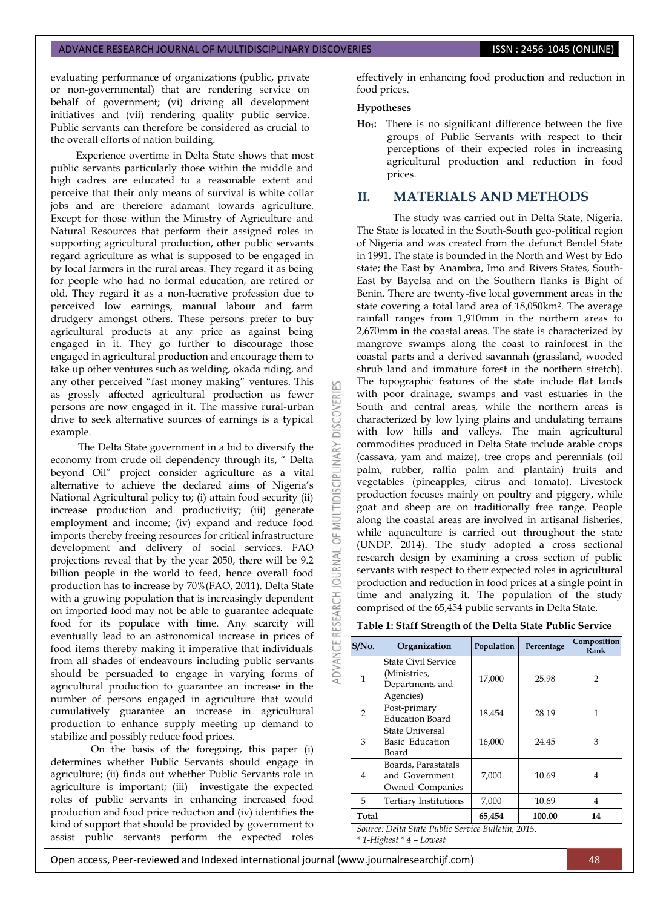evaluating performance of organizations (public, private or non-governmental) that are rendering service on behalf of government; (vi) driving all development initiatives and (vii) rendering quality public service. Public servants can therefore be considered as crucial to the overall efforts of nation building.

Experience overtime in Delta State shows that most public servants particularly those within the middle and high cadres are educated to a reasonable extent and perceive that their only means of survival is white collar jobs and are therefore adamant towards agriculture. Except for those within the Ministry of Agriculture and Natural Resources that perform their assigned roles in supporting agricultural production, other public servants regard agriculture as what is supposed to be engaged in by local farmers in the rural areas. They regard it as being for people who had no formal education, are retired or old. They regard it as a non-lucrative profession due to perceived low earnings, manual labour and farm drudgery amongst others. These persons prefer to buy agricultural products at any price as against being engaged in it. They go further to discourage those engaged in agricultural production and encourage them to take up other ventures such as welding, okada riding, and any other perceived "fast money making" ventures. This as grossly affected agricultural production as fewer persons are now engaged in it. The massive rural-urban drive to seek alternative sources of earnings is a typical example.

The Delta State government in a bid to diversify the economy from crude oil dependency through its, " Delta beyond Oil" project consider agriculture as a vital alternative to achieve the declared aims of Nigeria's National Agricultural policy to; (i) attain food security (ii) increase production and productivity; (iii) generate employment and income; (iv) expand and reduce food imports thereby freeing resources for critical infrastructure development and delivery of social services. FAO projections reveal that by the year 2050, there will be 9.2 billion people in the world to feed, hence overall food production has to increase by 70%(FAO, 2011). Delta State with a growing population that is increasingly dependent on imported food may not be able to guarantee adequate food for its populace with time. Any scarcity will eventually lead to an astronomical increase in prices of food items thereby making it imperative that individuals from all shades of endeavours including public servants should be persuaded to engage in varying forms of agricultural production to guarantee an increase in the number of persons engaged in agriculture that would cumulatively guarantee an increase in agricultural production to enhance supply meeting up demand to stabilize and possibly reduce food prices.

On the basis of the foregoing, this paper (i) determines whether Public Servants should engage in agriculture; (ii) finds out whether Public Servants role in agriculture is important; (iii) investigate the expected roles of public servants in enhancing increased food production and food price reduction and (iv) identifies the kind of support that should be provided by government to assist public servants perform the expected roles effectively in enhancing food production and reduction in food prices.

**Hypotheses**

**$Ho_1$:** There is no significant difference between the five groups of Public Servants with respect to their perceptions of their expected roles in increasing agricultural production and reduction in food prices.

## II. MATERIALS AND METHODS

The study was carried out in Delta State, Nigeria. The State is located in the South-South geo-political region of Nigeria and was created from the defunct Bendel State in 1991. The state is bounded in the North and West by Edo state; the East by Anambra, Imo and Rivers States, South-East by Bayelsa and on the Southern flanks is Bight of Benin. There are twenty-five local government areas in the state covering a total land area of 18,050km$^2$. The average rainfall ranges from 1,910mm in the northern areas to 2,670mm in the coastal areas. The state is characterized by mangrove swamps along the coast to rainforest in the coastal parts and a derived savannah (grassland, wooded shrub land and immature forest in the northern stretch). The topographic features of the state include flat lands with poor drainage, swamps and vast estuaries in the South and central areas, while the northern areas is characterized by low lying plains and undulating terrains with low hills and valleys. The main agricultural commodities produced in Delta State include arable crops (cassava, yam and maize), tree crops and perennials (oil palm, rubber, raffia palm and plantain) fruits and vegetables (pineapples, citrus and tomato). Livestock production focuses mainly on poultry and piggery, while goat and sheep are on traditionally free range. People along the coastal areas are involved in artisanal fisheries, while aquaculture is carried out throughout the state (UNDP, 2014). The study adopted a cross sectional research design by examining a cross section of public servants with respect to their expected roles in agricultural production and reduction in food prices at a single point in time and analyzing it. The population of the study comprised of the 65,454 public servants in Delta State.

**Table 1: Staff Strength of the Delta State Public Service**

| S/No. | Organization | Population | Percentage | Composition Rank |
|---|---|---|---|---|
| 1 | State Civil Service (Ministries, Departments and Agencies) | 17,000 | 25.98 | 2 |
| 2 | Post-primary Education Board | 18,454 | 28.19 | 1 |
| 3 | State Universal Basic Education Board | 16,000 | 24.45 | 3 |
| 4 | Boards, Parastatals and Government Owned Companies | 7,000 | 10.69 | 4 |
| 5 | Tertiary Institutions | 7,000 | 10.69 | 4 |
| **Total** | | **65,454** | **100.00** | **14** |

*Source: Delta State Public Service Bulletin, 2015.*
*\* 1-Highest \* 4 – Lowest*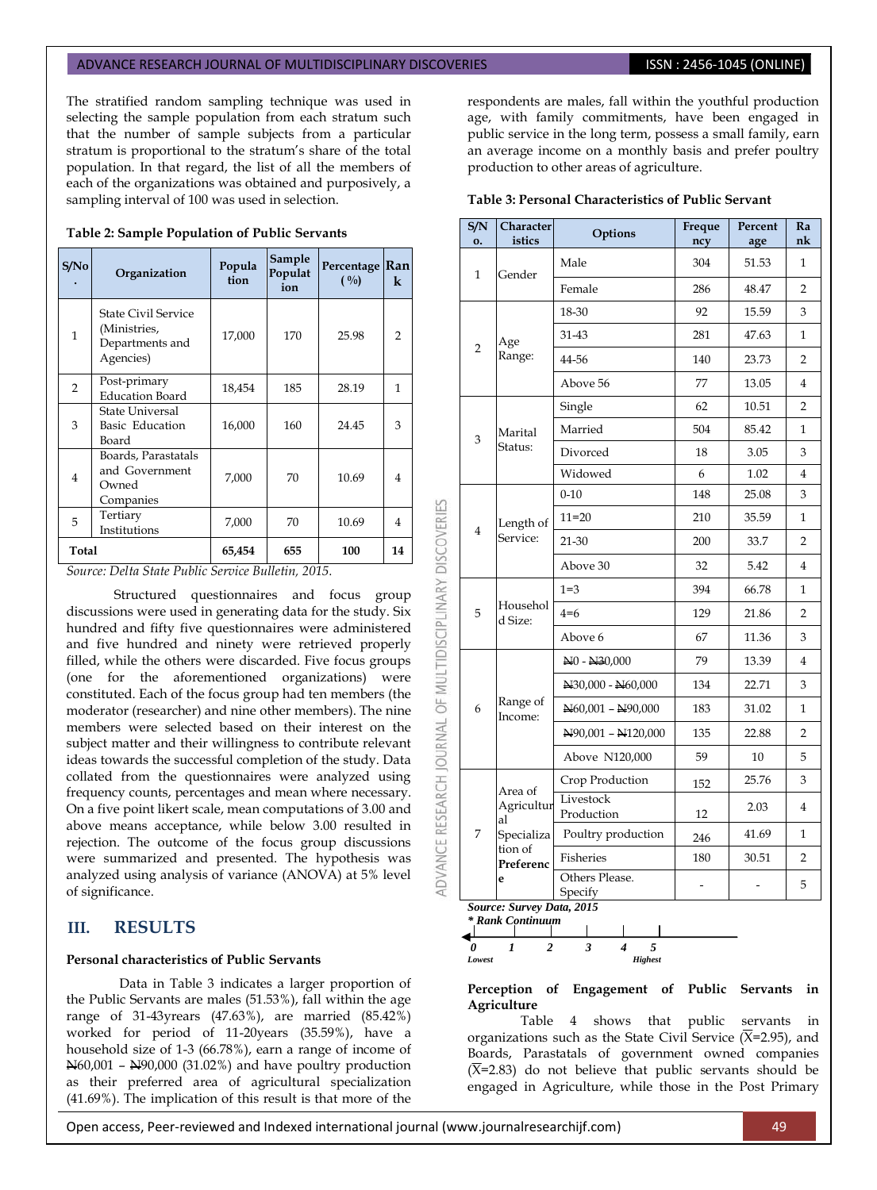The stratified random sampling technique was used in selecting the sample population from each stratum such that the number of sample subjects from a particular stratum is proportional to the stratum's share of the total population. In that regard, the list of all the members of each of the organizations was obtained and purposively, a sampling interval of 100 was used in selection.

**Table 2: Sample Population of Public Servants**

| S/No. | Organization | Population | Sample Population | Percentage (%) | Rank |
|---|---|---|---|---|---|
| 1 | State Civil Service (Ministries, Departments and Agencies) | 17,000 | 170 | 25.98 | 2 |
| 2 | Post-primary Education Board | 18,454 | 185 | 28.19 | 1 |
| 3 | State Universal Basic Education Board | 16,000 | 160 | 24.45 | 3 |
| 4 | Boards, Parastatals and Government Owned Companies | 7,000 | 70 | 10.69 | 4 |
| 5 | Tertiary Institutions | 7,000 | 70 | 10.69 | 4 |
| **Total** | | **65,454** | **655** | **100** | **14** |

*Source: Delta State Public Service Bulletin, 2015.*

Structured questionnaires and focus group discussions were used in generating data for the study. Six hundred and fifty five questionnaires were administered and five hundred and ninety were retrieved properly filled, while the others were discarded. Five focus groups (one for the aforementioned organizations) were constituted. Each of the focus group had ten members (the moderator (researcher) and nine other members). The nine members were selected based on their interest on the subject matter and their willingness to contribute relevant ideas towards the successful completion of the study. Data collated from the questionnaires were analyzed using frequency counts, percentages and mean where necessary. On a five point likert scale, mean computations of 3.00 and above means acceptance, while below 3.00 resulted in rejection. The outcome of the focus group discussions were summarized and presented. The hypothesis was analyzed using analysis of variance (ANOVA) at 5% level of significance.

## III. RESULTS

**Personal characteristics of Public Servants**

Data in Table 3 indicates a larger proportion of the Public Servants are males (51.53%), fall within the age range of 31-43yrears (47.63%), are married (85.42%) worked for period of 11-20years (35.59%), have a household size of 1-3 (66.78%), earn a range of income of ₦60,001 – ₦90,000 (31.02%) and have poultry production as their preferred area of agricultural specialization (41.69%). The implication of this result is that more of the respondents are males, fall within the youthful production age, with family commitments, have been engaged in public service in the long term, possess a small family, earn an average income on a monthly basis and prefer poultry production to other areas of agriculture.

**Table 3: Personal Characteristics of Public Servant**

| S/No. | Characteristics | Options | Frequency | Percentage | Rank |
|---|---|---|---|---|---|
| 1 | Gender | Male | 304 | 51.53 | 1 |
| | | Female | 286 | 48.47 | 2 |
| 2 | Age Range: | 18-30 | 92 | 15.59 | 3 |
| | | 31-43 | 281 | 47.63 | 1 |
| | | 44-56 | 140 | 23.73 | 2 |
| | | Above 56 | 77 | 13.05 | 4 |
| 3 | Marital Status: | Single | 62 | 10.51 | 2 |
| | | Married | 504 | 85.42 | 1 |
| | | Divorced | 18 | 3.05 | 3 |
| | | Widowed | 6 | 1.02 | 4 |
| 4 | Length of Service: | 0-10 | 148 | 25.08 | 3 |
| | | 11=20 | 210 | 35.59 | 1 |
| | | 21-30 | 200 | 33.7 | 2 |
| | | Above 30 | 32 | 5.42 | 4 |
| 5 | Household Size: | 1=3 | 394 | 66.78 | 1 |
| | | 4=6 | 129 | 21.86 | 2 |
| | | Above 6 | 67 | 11.36 | 3 |
| 6 | Range of Income: | ₦0 - ₦30,000 | 79 | 13.39 | 4 |
| | | ₦30,000 - ₦60,000 | 134 | 22.71 | 3 |
| | | ₦60,001 – ₦90,000 | 183 | 31.02 | 1 |
| | | ₦90,001 – ₦120,000 | 135 | 22.88 | 2 |
| | | Above N120,000 | 59 | 10 | 5 |
| 7 | Area of Agricultural Specialization of **Preference** | Crop Production | 152 | 25.76 | 3 |
| | | Livestock Production | 12 | 2.03 | 4 |
| | | Poultry production | 246 | 41.69 | 1 |
| | | Fisheries | 180 | 30.51 | 2 |
| | | Others Please. Specify | - | - | 5 |

***Source: Survey Data, 2015***

*** Rank Continuum***

*0 (Lowest) 1 2 3 4 5 (Highest)*

**Perception of Engagement of Public Servants in Agriculture**

Table 4 shows that public servants in organizations such as the State Civil Service ($\overline{X}$=2.95), and Boards, Parastatals of government owned companies ($\overline{X}$=2.83) do not believe that public servants should be engaged in Agriculture, while those in the Post Primary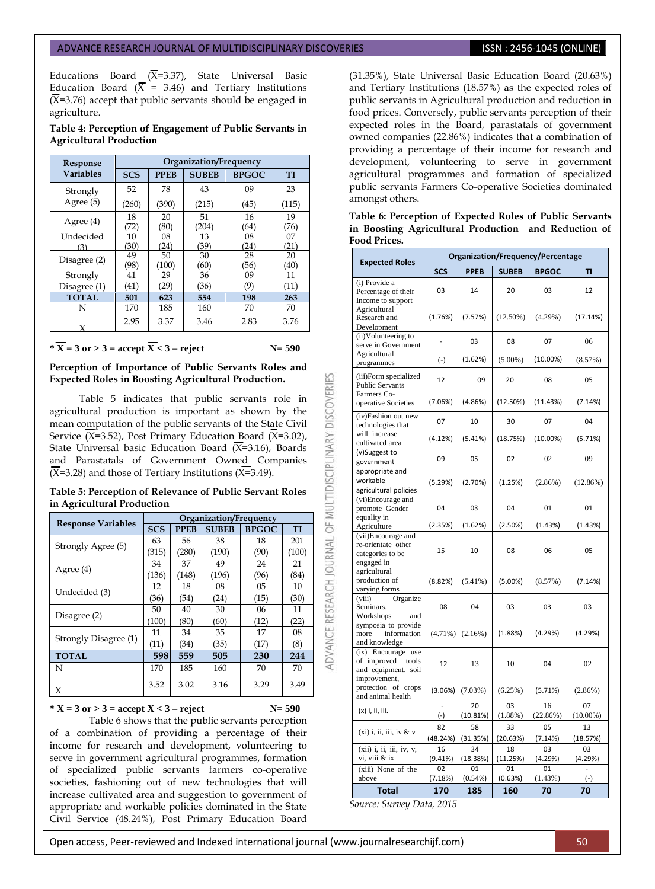Educations Board ($\overline{X}$=3.37), State Universal Basic Education Board ($\overline{X}$ = 3.46) and Tertiary Institutions ($\overline{X}$=3.76) accept that public servants should be engaged in agriculture.

**Table 4: Perception of Engagement of Public Servants in Agricultural Production**

| Response Variables | Organization/Frequency | | | | |
|---|---|---|---|---|---|
| | SCS | PPEB | SUBEB | BPGOC | TI |
| Strongly Agree (5) | 52 (260) | 78 (390) | 43 (215) | 09 (45) | 23 (115) |
| Agree (4) | 18 (72) | 20 (80) | 51 (204) | 16 (64) | 19 (76) |
| Undecided (3) | 10 (30) | 08 (24) | 13 (39) | 08 (24) | 07 (21) |
| Disagree (2) | 49 (98) | 50 (100) | 30 (60) | 28 (56) | 20 (40) |
| Strongly Disagree (1) | 41 (41) | 29 (29) | 36 (36) | 09 (9) | 11 (11) |
| **TOTAL** | **501** | **623** | **554** | **198** | **263** |
| N | 170 | 185 | 160 | 70 | 70 |
| $\overline{X}$ | 2.95 | 3.37 | 3.46 | 2.83 | 3.76 |

**\* $\overline{X}$ = 3 or > 3 = accept $\overline{X}$ < 3 – reject N= 590**

**Perception of Importance of Public Servants Roles and Expected Roles in Boosting Agricultural Production.**

Table 5 indicates that public servants role in agricultural production is important as shown by the mean computation of the public servants of the State Civil Service ($\overline{X}$=3.52), Post Primary Education Board ($\overline{X}$=3.02), State Universal basic Education Board ($\overline{X}$=3.16), Boards and Parastatals of Government Owned Companies ($\overline{X}$=3.28) and those of Tertiary Institutions ($\overline{X}$=3.49).

**Table 5: Perception of Relevance of Public Servant Roles in Agricultural Production**

| Response Variables | Organization/Frequency | | | | |
|---|---|---|---|---|---|
| | SCS | PPEB | SUBEB | BPGOC | TI |
| Strongly Agree (5) | 63 (315) | 56 (280) | 38 (190) | 18 (90) | 201 (100) |
| Agree (4) | 34 (136) | 37 (148) | 49 (196) | 24 (96) | 21 (84) |
| Undecided (3) | 12 (36) | 18 (54) | 08 (24) | 05 (15) | 10 (30) |
| Disagree (2) | 50 (100) | 40 (80) | 30 (60) | 06 (12) | 11 (22) |
| Strongly Disagree (1) | 11 (11) | 34 (34) | 35 (35) | 17 (17) | 08 (8) |
| **TOTAL** | **598** | **559** | **505** | **230** | **244** |
| N | 170 | 185 | 160 | 70 | 70 |
| $\overline{X}$ | 3.52 | 3.02 | 3.16 | 3.29 | 3.49 |

**\* X = 3 or > 3 = accept X < 3 – reject N= 590**

Table 6 shows that the public servants perception of a combination of providing a percentage of their income for research and development, volunteering to serve in government agricultural programmes, formation of specialized public servants farmers co-operative societies, fashioning out of new technologies that will increase cultivated area and suggestion to government of appropriate and workable policies dominated in the State Civil Service (48.24%), Post Primary Education Board (31.35%), State Universal Basic Education Board (20.63%) and Tertiary Institutions (18.57%) as the expected roles of public servants in Agricultural production and reduction in food prices. Conversely, public servants perception of their expected roles in the Board, parastatals of government owned companies (22.86%) indicates that a combination of providing a percentage of their income for research and development, volunteering to serve in government agricultural programmes and formation of specialized public servants Farmers Co-operative Societies dominated amongst others.

**Table 6: Perception of Expected Roles of Public Servants in Boosting Agricultural Production and Reduction of Food Prices.**

| Expected Roles | Organization/Frequency/Percentage | | | | |
|---|---|---|---|---|---|
| | SCS | PPEB | SUBEB | BPGOC | TI |
| (i) Provide a Percentage of their Income to support Agricultural Research and Development | 03 (1.76%) | 14 (7.57%) | 20 (12.50%) | 03 (4.29%) | 12 (17.14%) |
| (ii)Volunteering to serve in Government Agricultural programmes | - (-) | 03 (1.62%) | 08 (5.00%) | 07 (10.00%) | 06 (8.57%) |
| (iii)Form specialized Public Servants Farmers Co-operative Societies | 12 (7.06%) | 09 (4.86%) | 20 (12.50%) | 08 (11.43%) | 05 (7.14%) |
| (iv)Fashion out new technologies that will increase cultivated area | 07 (4.12%) | 10 (5.41%) | 30 (18.75%) | 07 (10.00%) | 04 (5.71%) |
| (v)Suggest to government appropriate and workable agricultural policies | 09 (5.29%) | 05 (2.70%) | 02 (1.25%) | 02 (2.86%) | 09 (12.86%) |
| (vi)Encourage and promote Gender equality in Agriculture | 04 (2.35%) | 03 (1.62%) | 04 (2.50%) | 01 (1.43%) | 01 (1.43%) |
| (vii)Encourage and re-orientate other categories to be engaged in agricultural production of varying forms | 15 (8.82%) | 10 (5.41%) | 08 (5.00%) | 06 (8.57%) | 05 (7.14%) |
| (viii) Organize Seminars, Workshops and symposia to provide more information and knowledge | 08 (4.71%) | 04 (2.16%) | 03 (1.88%) | 03 (4.29%) | 03 (4.29%) |
| (ix) Encourage use of improved tools and equipment, soil improvement, protection of crops and animal health | 12 (3.06%) | 13 (7.03%) | 10 (6.25%) | 04 (5.71%) | 02 (2.86%) |
| (x) i, ii, iii. | - (-) | 20 (10.81%) | 03 (1.88%) | 16 (22.86%) | 07 (10.00%) |
| (xi) i, ii, iii, iv & v | 82 (48.24%) | 58 (31.35%) | 33 (20.63%) | 05 (7.14%) | 13 (18.57%) |
| (xii) i, ii, iii, iv, v, vi, viii & ix | 16 (9.41%) | 34 (18.38%) | 18 (11.25%) | 03 (4.29%) | 03 (4.29%) |
| (xiii) None of the above | 02 (7.18%) | 01 (0.54%) | 01 (0.63%) | 01 (1.43%) | - (-) |
| **Total** | **170** | **185** | **160** | **70** | **70** |

*Source: Survey Data, 2015*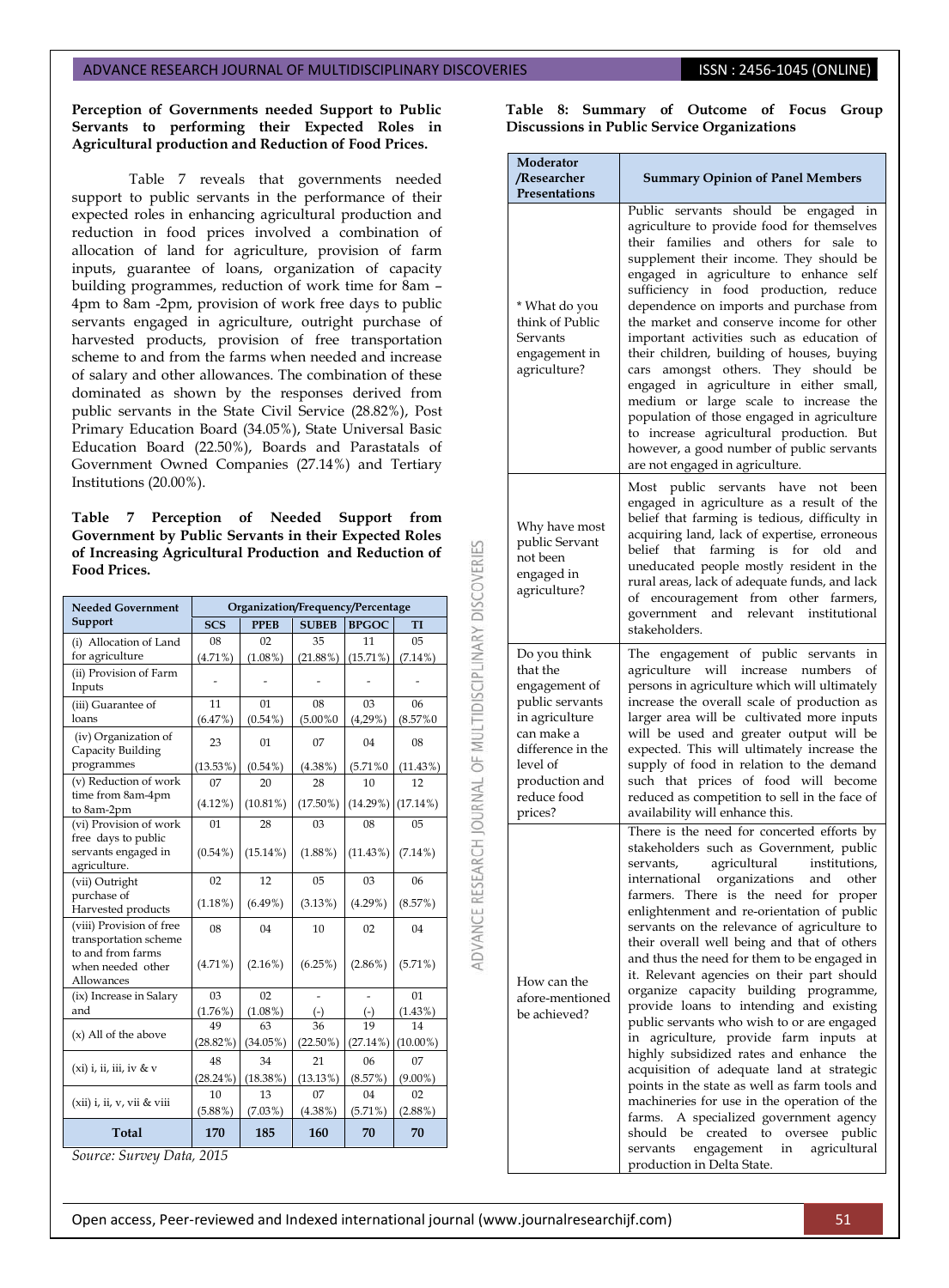**Perception of Governments needed Support to Public Servants to performing their Expected Roles in Agricultural production and Reduction of Food Prices.**

Table 7 reveals that governments needed support to public servants in the performance of their expected roles in enhancing agricultural production and reduction in food prices involved a combination of allocation of land for agriculture, provision of farm inputs, guarantee of loans, organization of capacity building programmes, reduction of work time for 8am – 4pm to 8am -2pm, provision of work free days to public servants engaged in agriculture, outright purchase of harvested products, provision of free transportation scheme to and from the farms when needed and increase of salary and other allowances. The combination of these dominated as shown by the responses derived from public servants in the State Civil Service (28.82%), Post Primary Education Board (34.05%), State Universal Basic Education Board (22.50%), Boards and Parastatals of Government Owned Companies (27.14%) and Tertiary Institutions (20.00%).

**Table 7 Perception of Needed Support from Government by Public Servants in their Expected Roles of Increasing Agricultural Production and Reduction of Food Prices.**

| Needed Government Support | Organization/Frequency/Percentage | | | | |
|---|---|---|---|---|---|
| | SCS | PPEB | SUBEB | BPGOC | TI |
| (i) Allocation of Land for agriculture | 08 (4.71%) | 02 (1.08%) | 35 (21.88%) | 11 (15.71%) | 05 (7.14%) |
| (ii) Provision of Farm Inputs | - | - | - | - | - |
| (iii) Guarantee of loans | 11 (6.47%) | 01 (0.54%) | 08 (5.00%0 | 03 (4,29%) | 06 (8.57%0 |
| (iv) Organization of Capacity Building programmes | 23 (13.53%) | 01 (0.54%) | 07 (4.38%) | 04 (5.71%0 | 08 (11.43%) |
| (v) Reduction of work time from 8am-4pm to 8am-2pm | 07 (4.12%) | 20 (10.81%) | 28 (17.50%) | 10 (14.29%) | 12 (17.14%) |
| (vi) Provision of work free days to public servants engaged in agriculture. | 01 (0.54%) | 28 (15.14%) | 03 (1.88%) | 08 (11.43%) | 05 (7.14%) |
| (vii) Outright purchase of Harvested products | 02 (1.18%) | 12 (6.49%) | 05 (3.13%) | 03 (4.29%) | 06 (8.57%) |
| (viii) Provision of free transportation scheme to and from farms when needed other Allowances | 08 (4.71%) | 04 (2.16%) | 10 (6.25%) | 02 (2.86%) | 04 (5.71%) |
| (ix) Increase in Salary and | 03 (1.76%) | 02 (1.08%) | - (-) | - (-) | 01 (1.43%) |
| (x) All of the above | 49 (28.82%) | 63 (34.05%) | 36 (22.50%) | 19 (27.14%) | 14 (10.00%) |
| (xi) i, ii, iii, iv & v | 48 (28.24%) | 34 (18.38%) | 21 (13.13%) | 06 (8.57%) | 07 (9.00%) |
| (xii) i, ii, v, vii & viii | 10 (5.88%) | 13 (7.03%) | 07 (4.38%) | 04 (5.71%) | 02 (2.88%) |
| **Total** | **170** | **185** | **160** | **70** | **70** |

*Source: Survey Data, 2015*

**Table 8: Summary of Outcome of Focus Group Discussions in Public Service Organizations**

| Moderator /Researcher Presentations | Summary Opinion of Panel Members |
|---|---|
| * What do you think of Public Servants engagement in agriculture? | Public servants should be engaged in agriculture to provide food for themselves their families and others for sale to supplement their income. They should be engaged in agriculture to enhance self sufficiency in food production, reduce dependence on imports and purchase from the market and conserve income for other important activities such as education of their children, building of houses, buying cars amongst others. They should be engaged in agriculture in either small, medium or large scale to increase the population of those engaged in agriculture to increase agricultural production. But however, a good number of public servants are not engaged in agriculture. |
| Why have most public Servant not been engaged in agriculture? | Most public servants have not been engaged in agriculture as a result of the belief that farming is tedious, difficulty in acquiring land, lack of expertise, erroneous belief that farming is for old and uneducated people mostly resident in the rural areas, lack of adequate funds, and lack of encouragement from other farmers, government and relevant institutional stakeholders. |
| Do you think that the engagement of public servants in agriculture can make a difference in the level of production and reduce food prices? | The engagement of public servants in agriculture will increase numbers of persons in agriculture which will ultimately increase the overall scale of production as larger area will be cultivated more inputs will be used and greater output will be expected. This will ultimately increase the supply of food in relation to the demand such that prices of food will become reduced as competition to sell in the face of availability will enhance this. |
| How can the afore-mentioned be achieved? | There is the need for concerted efforts by stakeholders such as Government, public servants, agricultural institutions, international organizations and other farmers. There is the need for proper enlightenment and re-orientation of public servants on the relevance of agriculture to their overall well being and that of others and thus the need for them to be engaged in it. Relevant agencies on their part should organize capacity building programme, provide loans to intending and existing public servants who wish to or are engaged in agriculture, provide farm inputs at highly subsidized rates and enhance the acquisition of adequate land at strategic points in the state as well as farm tools and machineries for use in the operation of the farms. A specialized government agency should be created to oversee public servants engagement in agricultural production in Delta State. |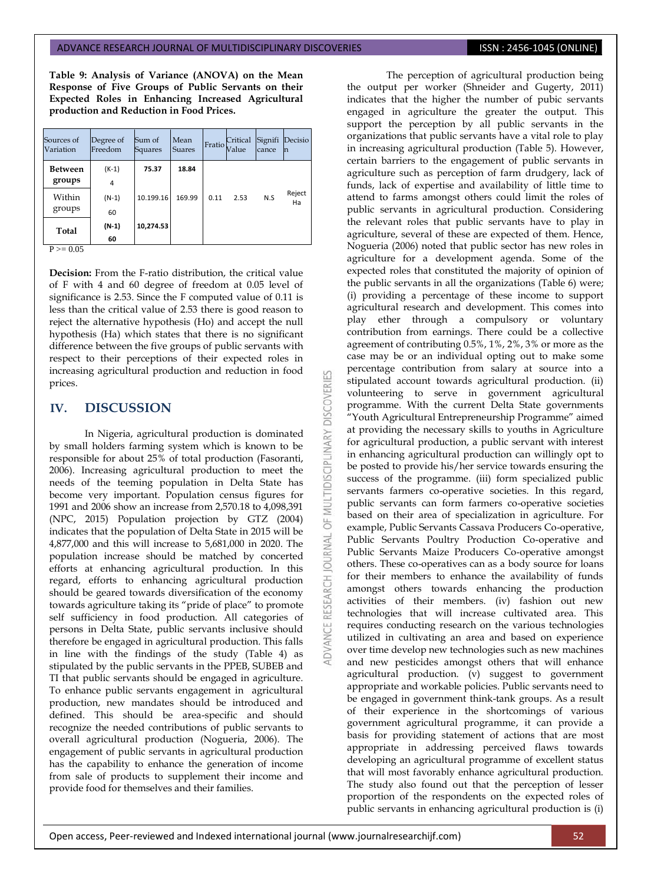**Table 9: Analysis of Variance (ANOVA) on the Mean Response of Five Groups of Public Servants on their Expected Roles in Enhancing Increased Agricultural production and Reduction in Food Prices.**

| Sources of Variation | Degree of Freedom | Sum of Squares | Mean Suares | Fratio | Critical Value | Significance | Decision |
|---|---|---|---|---|---|---|---|
| **Between groups** | (K-1) 4 | **75.37** | **18.84** | 0.11 | 2.53 | N.S | Reject Ha |
| Within groups | (N-1) 60 | 10.199.16 | 169.99 | | | | |
| **Total** | **(N-1) 60** | **10,274.53** | | | | | |

P >= 0.05

**Decision:** From the F-ratio distribution, the critical value of F with 4 and 60 degree of freedom at 0.05 level of significance is 2.53. Since the F computed value of 0.11 is less than the critical value of 2.53 there is good reason to reject the alternative hypothesis (Ho) and accept the null hypothesis (Ha) which states that there is no significant difference between the five groups of public servants with respect to their perceptions of their expected roles in increasing agricultural production and reduction in food prices.

## IV. DISCUSSION

In Nigeria, agricultural production is dominated by small holders farming system which is known to be responsible for about 25% of total production (Fasoranti, 2006). Increasing agricultural production to meet the needs of the teeming population in Delta State has become very important. Population census figures for 1991 and 2006 show an increase from 2,570.18 to 4,098,391 (NPC, 2015) Population projection by GTZ (2004) indicates that the population of Delta State in 2015 will be 4,877,000 and this will increase to 5,681,000 in 2020. The population increase should be matched by concerted efforts at enhancing agricultural production. In this regard, efforts to enhancing agricultural production should be geared towards diversification of the economy towards agriculture taking its "pride of place" to promote self sufficiency in food production. All categories of persons in Delta State, public servants inclusive should therefore be engaged in agricultural production. This falls in line with the findings of the study (Table 4) as stipulated by the public servants in the PPEB, SUBEB and TI that public servants should be engaged in agriculture. To enhance public servants engagement in agricultural production, new mandates should be introduced and defined. This should be area-specific and should recognize the needed contributions of public servants to overall agricultural production (Nogueria, 2006). The engagement of public servants in agricultural production has the capability to enhance the generation of income from sale of products to supplement their income and provide food for themselves and their families.

The perception of agricultural production being the output per worker (Shneider and Gugerty, 2011) indicates that the higher the number of pubic servants engaged in agriculture the greater the output. This support the perception by all public servants in the organizations that public servants have a vital role to play in increasing agricultural production (Table 5). However, certain barriers to the engagement of public servants in agriculture such as perception of farm drudgery, lack of funds, lack of expertise and availability of little time to attend to farms amongst others could limit the roles of public servants in agricultural production. Considering the relevant roles that public servants have to play in agriculture, several of these are expected of them. Hence, Nogueria (2006) noted that public sector has new roles in agriculture for a development agenda. Some of the expected roles that constituted the majority of opinion of the public servants in all the organizations (Table 6) were; (i) providing a percentage of these income to support agricultural research and development. This comes into play ether through a compulsory or voluntary contribution from earnings. There could be a collective agreement of contributing 0.5%, 1%, 2%, 3% or more as the case may be or an individual opting out to make some percentage contribution from salary at source into a stipulated account towards agricultural production. (ii) volunteering to serve in government agricultural programme. With the current Delta State governments "Youth Agricultural Entrepreneurship Programme" aimed at providing the necessary skills to youths in Agriculture for agricultural production, a public servant with interest in enhancing agricultural production can willingly opt to be posted to provide his/her service towards ensuring the success of the programme. (iii) form specialized public servants farmers co-operative societies. In this regard, public servants can form farmers co-operative societies based on their area of specialization in agriculture. For example, Public Servants Cassava Producers Co-operative, Public Servants Poultry Production Co-operative and Public Servants Maize Producers Co-operative amongst others. These co-operatives can as a body source for loans for their members to enhance the availability of funds amongst others towards enhancing the production activities of their members. (iv) fashion out new technologies that will increase cultivated area. This requires conducting research on the various technologies utilized in cultivating an area and based on experience over time develop new technologies such as new machines and new pesticides amongst others that will enhance agricultural production. (v) suggest to government appropriate and workable policies. Public servants need to be engaged in government think-tank groups. As a result of their experience in the shortcomings of various government agricultural programme, it can provide a basis for providing statement of actions that are most appropriate in addressing perceived flaws towards developing an agricultural programme of excellent status that will most favorably enhance agricultural production. The study also found out that the perception of lesser proportion of the respondents on the expected roles of public servants in enhancing agricultural production is (i)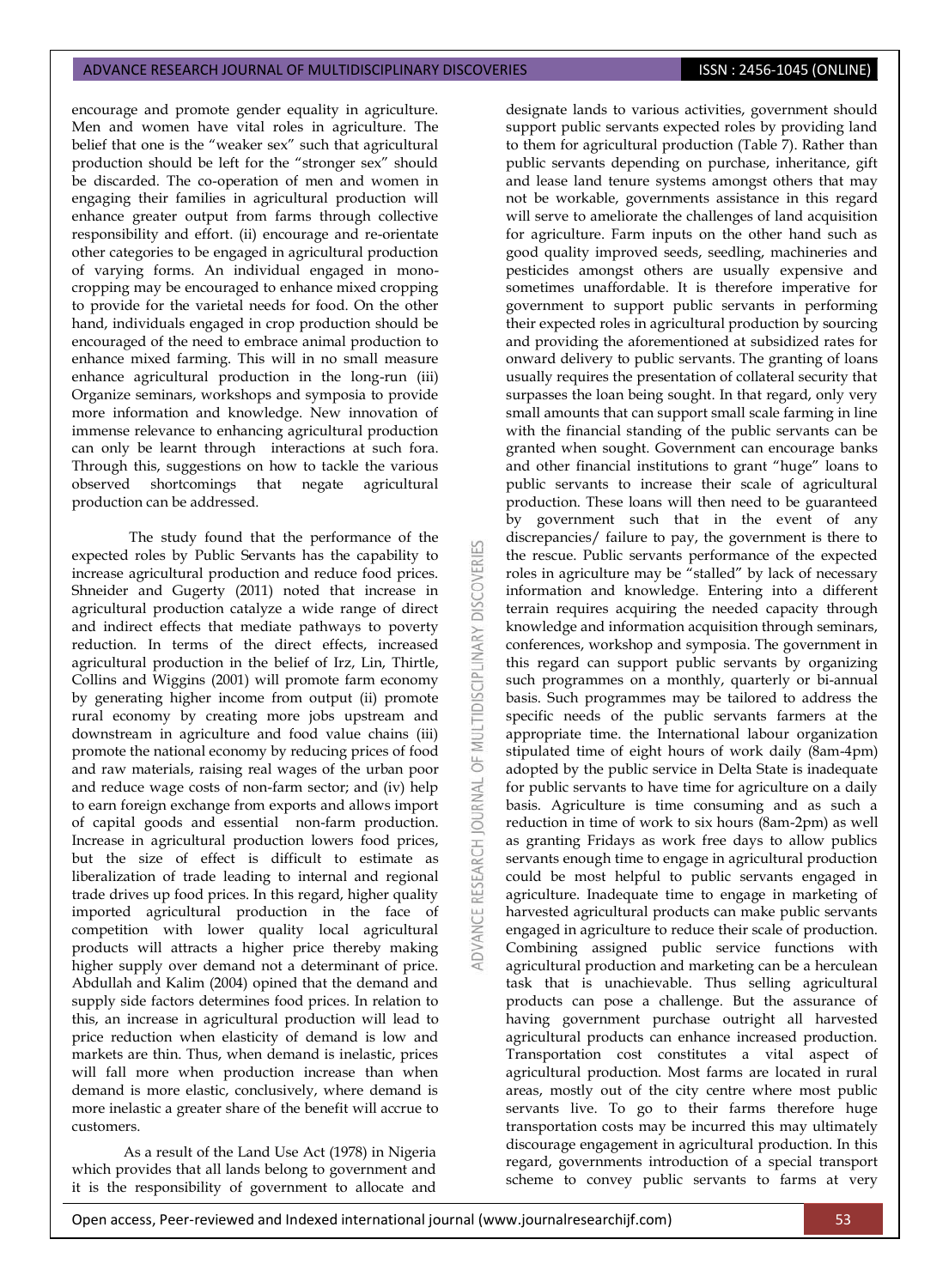encourage and promote gender equality in agriculture. Men and women have vital roles in agriculture. The belief that one is the "weaker sex" such that agricultural production should be left for the "stronger sex" should be discarded. The co-operation of men and women in engaging their families in agricultural production will enhance greater output from farms through collective responsibility and effort. (ii) encourage and re-orientate other categories to be engaged in agricultural production of varying forms. An individual engaged in mono-cropping may be encouraged to enhance mixed cropping to provide for the varietal needs for food. On the other hand, individuals engaged in crop production should be encouraged of the need to embrace animal production to enhance mixed farming. This will in no small measure enhance agricultural production in the long-run (iii) Organize seminars, workshops and symposia to provide more information and knowledge. New innovation of immense relevance to enhancing agricultural production can only be learnt through interactions at such fora. Through this, suggestions on how to tackle the various observed shortcomings that negate agricultural production can be addressed.

The study found that the performance of the expected roles by Public Servants has the capability to increase agricultural production and reduce food prices. Shneider and Gugerty (2011) noted that increase in agricultural production catalyze a wide range of direct and indirect effects that mediate pathways to poverty reduction. In terms of the direct effects, increased agricultural production in the belief of Irz, Lin, Thirtle, Collins and Wiggins (2001) will promote farm economy by generating higher income from output (ii) promote rural economy by creating more jobs upstream and downstream in agriculture and food value chains (iii) promote the national economy by reducing prices of food and raw materials, raising real wages of the urban poor and reduce wage costs of non-farm sector; and (iv) help to earn foreign exchange from exports and allows import of capital goods and essential non-farm production. Increase in agricultural production lowers food prices, but the size of effect is difficult to estimate as liberalization of trade leading to internal and regional trade drives up food prices. In this regard, higher quality imported agricultural production in the face of competition with lower quality local agricultural products will attracts a higher price thereby making higher supply over demand not a determinant of price. Abdullah and Kalim (2004) opined that the demand and supply side factors determines food prices. In relation to this, an increase in agricultural production will lead to price reduction when elasticity of demand is low and markets are thin. Thus, when demand is inelastic, prices will fall more when production increase than when demand is more elastic, conclusively, where demand is more inelastic a greater share of the benefit will accrue to customers.

As a result of the Land Use Act (1978) in Nigeria which provides that all lands belong to government and it is the responsibility of government to allocate and designate lands to various activities, government should support public servants expected roles by providing land to them for agricultural production (Table 7). Rather than public servants depending on purchase, inheritance, gift and lease land tenure systems amongst others that may not be workable, governments assistance in this regard will serve to ameliorate the challenges of land acquisition for agriculture. Farm inputs on the other hand such as good quality improved seeds, seedling, machineries and pesticides amongst others are usually expensive and sometimes unaffordable. It is therefore imperative for government to support public servants in performing their expected roles in agricultural production by sourcing and providing the aforementioned at subsidized rates for onward delivery to public servants. The granting of loans usually requires the presentation of collateral security that surpasses the loan being sought. In that regard, only very small amounts that can support small scale farming in line with the financial standing of the public servants can be granted when sought. Government can encourage banks and other financial institutions to grant "huge" loans to public servants to increase their scale of agricultural production. These loans will then need to be guaranteed by government such that in the event of any discrepancies/ failure to pay, the government is there to the rescue. Public servants performance of the expected roles in agriculture may be "stalled" by lack of necessary information and knowledge. Entering into a different terrain requires acquiring the needed capacity through knowledge and information acquisition through seminars, conferences, workshop and symposia. The government in this regard can support public servants by organizing such programmes on a monthly, quarterly or bi-annual basis. Such programmes may be tailored to address the specific needs of the public servants farmers at the appropriate time. the International labour organization stipulated time of eight hours of work daily (8am-4pm) adopted by the public service in Delta State is inadequate for public servants to have time for agriculture on a daily basis. Agriculture is time consuming and as such a reduction in time of work to six hours (8am-2pm) as well as granting Fridays as work free days to allow publics servants enough time to engage in agricultural production could be most helpful to public servants engaged in agriculture. Inadequate time to engage in marketing of harvested agricultural products can make public servants engaged in agriculture to reduce their scale of production. Combining assigned public service functions with agricultural production and marketing can be a herculean task that is unachievable. Thus selling agricultural products can pose a challenge. But the assurance of having government purchase outright all harvested agricultural products can enhance increased production. Transportation cost constitutes a vital aspect of agricultural production. Most farms are located in rural areas, mostly out of the city centre where most public servants live. To go to their farms therefore huge transportation costs may be incurred this may ultimately discourage engagement in agricultural production. In this regard, governments introduction of a special transport scheme to convey public servants to farms at very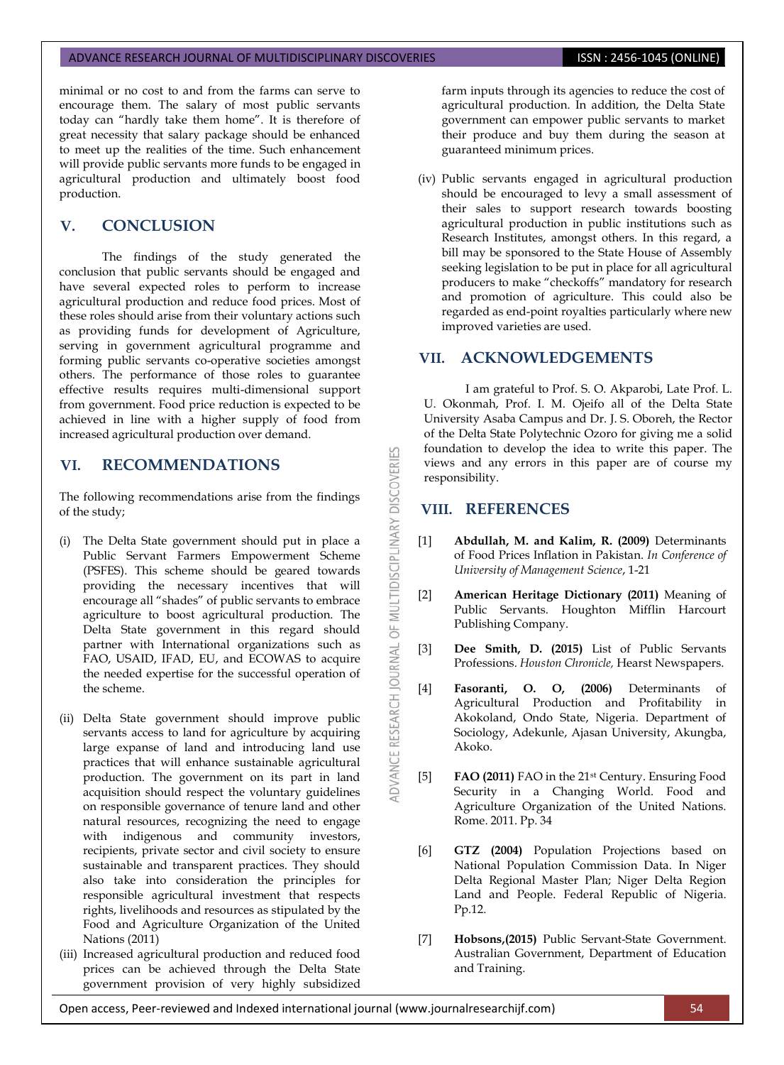minimal or no cost to and from the farms can serve to encourage them. The salary of most public servants today can "hardly take them home". It is therefore of great necessity that salary package should be enhanced to meet up the realities of the time. Such enhancement will provide public servants more funds to be engaged in agricultural production and ultimately boost food production.

## V. CONCLUSION

The findings of the study generated the conclusion that public servants should be engaged and have several expected roles to perform to increase agricultural production and reduce food prices. Most of these roles should arise from their voluntary actions such as providing funds for development of Agriculture, serving in government agricultural programme and forming public servants co-operative societies amongst others. The performance of those roles to guarantee effective results requires multi-dimensional support from government. Food price reduction is expected to be achieved in line with a higher supply of food from increased agricultural production over demand.

## VI. RECOMMENDATIONS

The following recommendations arise from the findings of the study;

(i) The Delta State government should put in place a Public Servant Farmers Empowerment Scheme (PSFES). This scheme should be geared towards providing the necessary incentives that will encourage all "shades" of public servants to embrace agriculture to boost agricultural production. The Delta State government in this regard should partner with International organizations such as FAO, USAID, IFAD, EU, and ECOWAS to acquire the needed expertise for the successful operation of the scheme.

(ii) Delta State government should improve public servants access to land for agriculture by acquiring large expanse of land and introducing land use practices that will enhance sustainable agricultural production. The government on its part in land acquisition should respect the voluntary guidelines on responsible governance of tenure land and other natural resources, recognizing the need to engage with indigenous and community investors, recipients, private sector and civil society to ensure sustainable and transparent practices. They should also take into consideration the principles for responsible agricultural investment that respects rights, livelihoods and resources as stipulated by the Food and Agriculture Organization of the United Nations (2011)

(iii) Increased agricultural production and reduced food prices can be achieved through the Delta State government provision of very highly subsidized farm inputs through its agencies to reduce the cost of agricultural production. In addition, the Delta State government can empower public servants to market their produce and buy them during the season at guaranteed minimum prices.

(iv) Public servants engaged in agricultural production should be encouraged to levy a small assessment of their sales to support research towards boosting agricultural production in public institutions such as Research Institutes, amongst others. In this regard, a bill may be sponsored to the State House of Assembly seeking legislation to be put in place for all agricultural producers to make "checkoffs" mandatory for research and promotion of agriculture. This could also be regarded as end-point royalties particularly where new improved varieties are used.

## VII. ACKNOWLEDGEMENTS

I am grateful to Prof. S. O. Akparobi, Late Prof. L. U. Okonmah, Prof. I. M. Ojeifo all of the Delta State University Asaba Campus and Dr. J. S. Oboreh, the Rector of the Delta State Polytechnic Ozoro for giving me a solid foundation to develop the idea to write this paper. The views and any errors in this paper are of course my responsibility.

## VIII. REFERENCES

[1] **Abdullah, M. and Kalim, R. (2009)** Determinants of Food Prices Inflation in Pakistan. *In Conference of University of Management Science*, 1-21

[2] **American Heritage Dictionary (2011)** Meaning of Public Servants. Houghton Mifflin Harcourt Publishing Company.

[3] **Dee Smith, D. (2015)** List of Public Servants Professions. *Houston Chronicle,* Hearst Newspapers.

[4] **Fasoranti, O. O, (2006)** Determinants of Agricultural Production and Profitability in Akokoland, Ondo State, Nigeria. Department of Sociology, Adekunle, Ajasan University, Akungba, Akoko.

[5] **FAO (2011)** FAO in the 21st Century. Ensuring Food Security in a Changing World. Food and Agriculture Organization of the United Nations. Rome. 2011. Pp. 34

[6] **GTZ (2004)** Population Projections based on National Population Commission Data. In Niger Delta Regional Master Plan; Niger Delta Region Land and People. Federal Republic of Nigeria. Pp.12.

[7] **Hobsons,(2015)** Public Servant-State Government. Australian Government, Department of Education and Training.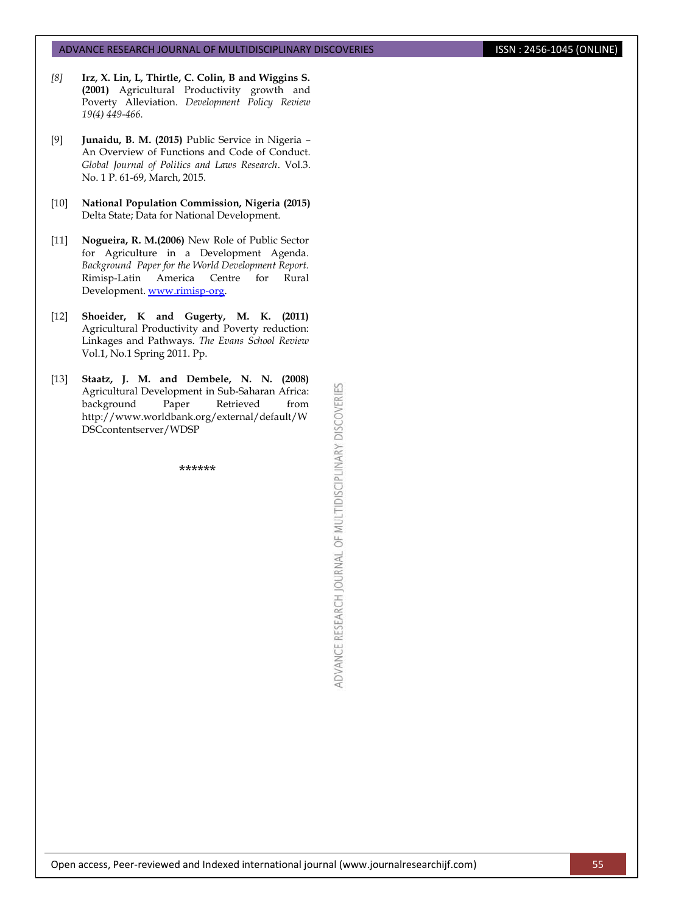*[8]* **Irz, X. Lin, L, Thirtle, C. Colin, B and Wiggins S. (2001)** Agricultural Productivity growth and Poverty Alleviation. *Development Policy Review 19(4) 449-466.*

[9] **Junaidu, B. M. (2015)** Public Service in Nigeria – An Overview of Functions and Code of Conduct. *Global Journal of Politics and Laws Research*. Vol.3. No. 1 P. 61-69, March, 2015.

[10] **National Population Commission, Nigeria (2015)** Delta State; Data for National Development.

[11] **Nogueira, R. M.(2006)** New Role of Public Sector for Agriculture in a Development Agenda. *Background Paper for the World Development Report.* Rimisp-Latin America Centre for Rural Development. www.rimisp-org.

[12] **Shoeider, K and Gugerty, M. K. (2011)** Agricultural Productivity and Poverty reduction: Linkages and Pathways. *The Evans School Review* Vol.1, No.1 Spring 2011. Pp.

[13] **Staatz, J. M. and Dembele, N. N. (2008)** Agricultural Development in Sub-Saharan Africa: background Paper Retrieved from http://www.worldbank.org/external/default/WDSCcontentserver/WDSP

******